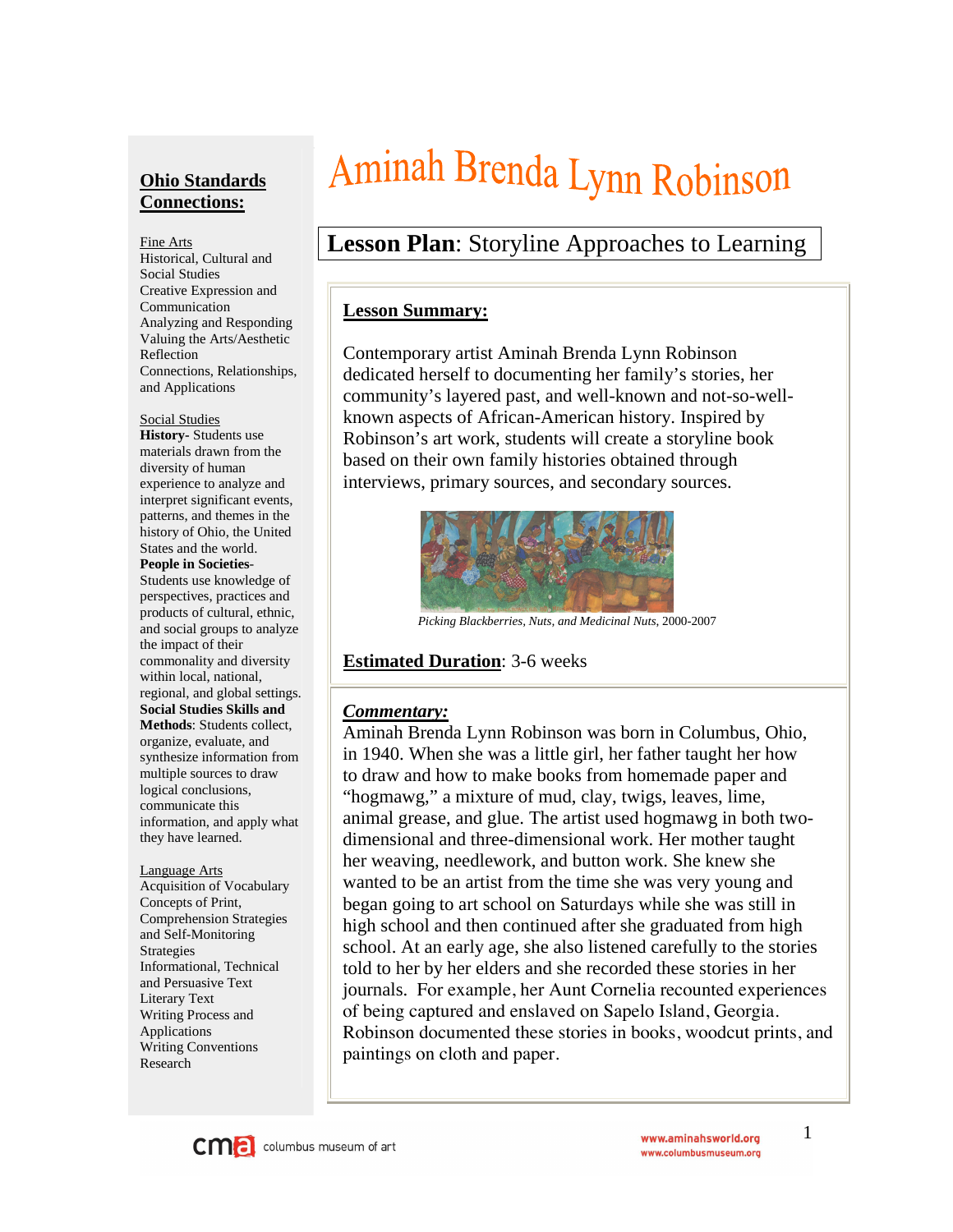# Aminah Brenda Lynn Robinson

## Lesson Plan: Storyline Approaches to Learning

### Lesson Summary:

Contemporary artist Aminah Brenda Lynn Robinson dedicated herself to documenting her family's stories, her community's layered past, and well-known and not-so-well-known aspects of African-American history. Inspired by Robinson's art work, students will create a storyline book based on their own family histories obtained through interviews, primary sources, and secondary sources.

*Picking Blackberries, Nuts, and Medicinal Nuts*, 2000-2007

**Estimated Duration**: 3-6 weeks

### *Commentary:*

Aminah Brenda Lynn Robinson was born in Columbus, Ohio, in 1940. When she was a little girl, her father taught her how to draw and how to make books from homemade paper and "hogmawg," a mixture of mud, clay, twigs, leaves, lime, animal grease, and glue. The artist used hogmawg in both two-dimensional and three-dimensional work. Her mother taught her weaving, needlework, and button work. She knew she wanted to be an artist from the time she was very young and began going to art school on Saturdays while she was still in high school and then continued after she graduated from high school. At an early age, she also listened carefully to the stories told to her by her elders and she recorded these stories in her journals. For example, her Aunt Cornelia recounted experiences of being captured and enslaved on Sapelo Island, Georgia. Robinson documented these stories in books, woodcut prints, and paintings on cloth and paper.

## Ohio Standards Connections:

Fine Arts
Historical, Cultural and Social Studies
Creative Expression and Communication
Analyzing and Responding
Valuing the Arts/Aesthetic Reflection
Connections, Relationships, and Applications

Social Studies
**History**- Students use materials drawn from the diversity of human experience to analyze and interpret significant events, patterns, and themes in the history of Ohio, the United States and the world.
**People in Societies**- Students use knowledge of perspectives, practices and products of cultural, ethnic, and social groups to analyze the impact of their commonality and diversity within local, national, regional, and global settings.
**Social Studies Skills and Methods**: Students collect, organize, evaluate, and synthesize information from multiple sources to draw logical conclusions, communicate this information, and apply what they have learned.

Language Arts
Acquisition of Vocabulary
Concepts of Print, Comprehension Strategies and Self-Monitoring Strategies
Informational, Technical and Persuasive Text
Literary Text
Writing Process and Applications
Writing Conventions
Research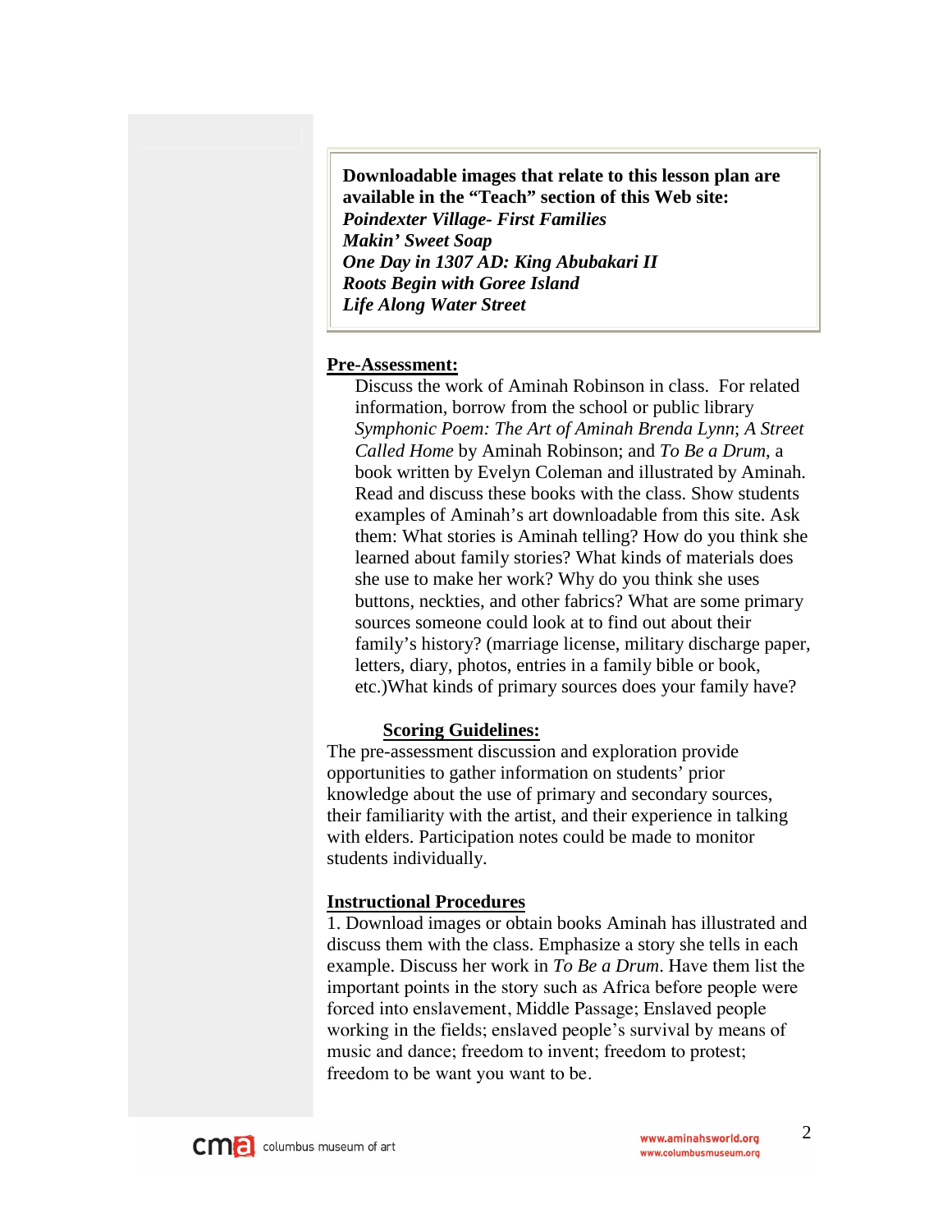**Downloadable images that relate to this lesson plan are available in the "Teach" section of this Web site:**
***Poindexter Village- First Families***
***Makin' Sweet Soap***
***One Day in 1307 AD: King Abubakari II***
***Roots Begin with Goree Island***
***Life Along Water Street***

## Pre-Assessment:

Discuss the work of Aminah Robinson in class. For related information, borrow from the school or public library *Symphonic Poem: The Art of Aminah Brenda Lynn*; *A Street Called Home* by Aminah Robinson; and *To Be a Drum*, a book written by Evelyn Coleman and illustrated by Aminah. Read and discuss these books with the class. Show students examples of Aminah's art downloadable from this site. Ask them: What stories is Aminah telling? How do you think she learned about family stories? What kinds of materials does she use to make her work? Why do you think she uses buttons, neckties, and other fabrics? What are some primary sources someone could look at to find out about their family's history? (marriage license, military discharge paper, letters, diary, photos, entries in a family bible or book, etc.)What kinds of primary sources does your family have?

### Scoring Guidelines:

The pre-assessment discussion and exploration provide opportunities to gather information on students' prior knowledge about the use of primary and secondary sources, their familiarity with the artist, and their experience in talking with elders. Participation notes could be made to monitor students individually.

## Instructional Procedures

1. Download images or obtain books Aminah has illustrated and discuss them with the class. Emphasize a story she tells in each example. Discuss her work in *To Be a Drum*. Have them list the important points in the story such as Africa before people were forced into enslavement, Middle Passage; Enslaved people working in the fields; enslaved people's survival by means of music and dance; freedom to invent; freedom to protest; freedom to be want you want to be.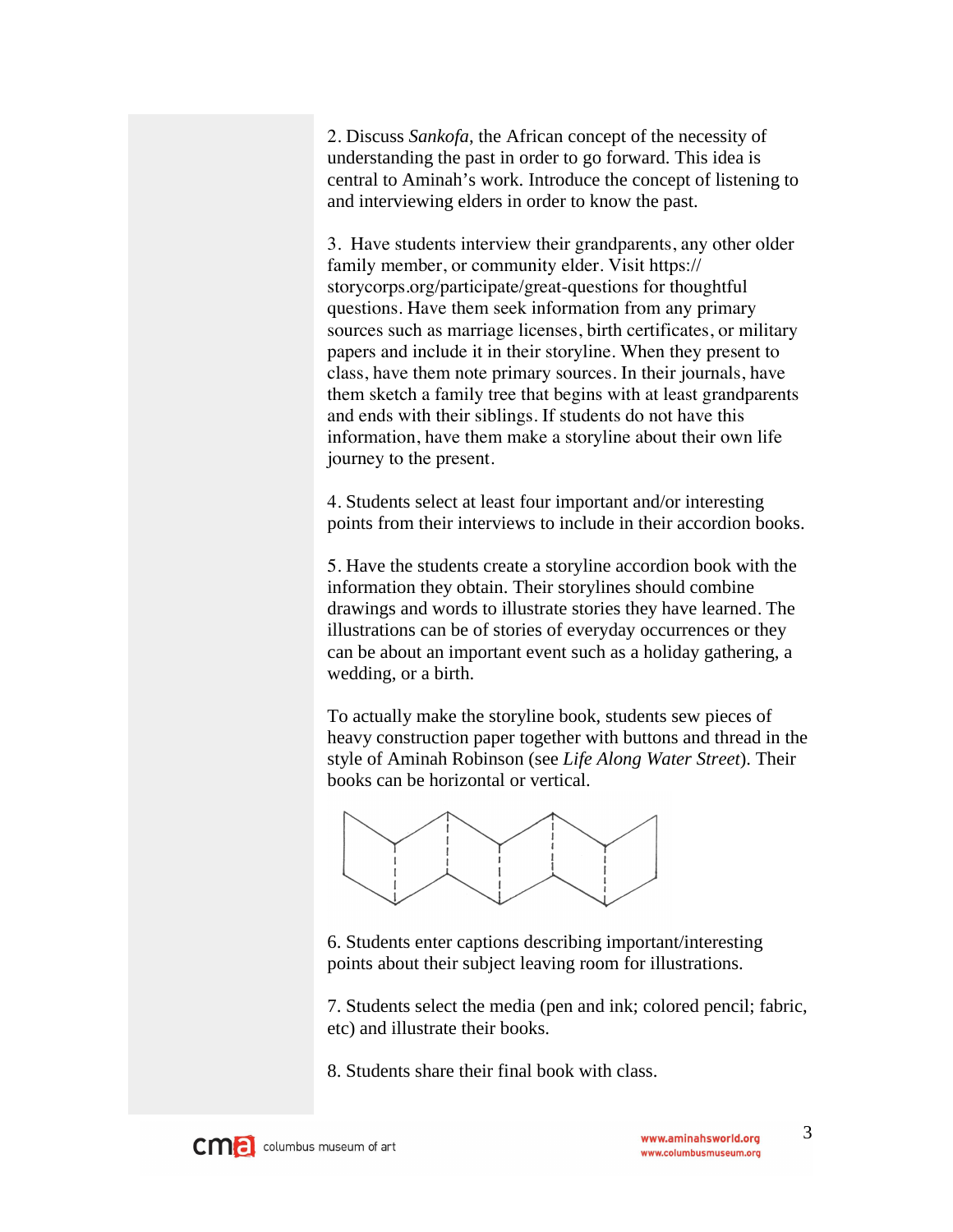2. Discuss *Sankofa*, the African concept of the necessity of understanding the past in order to go forward. This idea is central to Aminah's work. Introduce the concept of listening to and interviewing elders in order to know the past.

3. Have students interview their grandparents, any other older family member, or community elder. Visit https://storycorps.org/participate/great-questions for thoughtful questions. Have them seek information from any primary sources such as marriage licenses, birth certificates, or military papers and include it in their storyline. When they present to class, have them note primary sources. In their journals, have them sketch a family tree that begins with at least grandparents and ends with their siblings. If students do not have this information, have them make a storyline about their own life journey to the present.

4. Students select at least four important and/or interesting points from their interviews to include in their accordion books.

5. Have the students create a storyline accordion book with the information they obtain. Their storylines should combine drawings and words to illustrate stories they have learned. The illustrations can be of stories of everyday occurrences or they can be about an important event such as a holiday gathering, a wedding, or a birth.

To actually make the storyline book, students sew pieces of heavy construction paper together with buttons and thread in the style of Aminah Robinson (see *Life Along Water Street*). Their books can be horizontal or vertical.

6. Students enter captions describing important/interesting points about their subject leaving room for illustrations.

7. Students select the media (pen and ink; colored pencil; fabric, etc) and illustrate their books.

8. Students share their final book with class.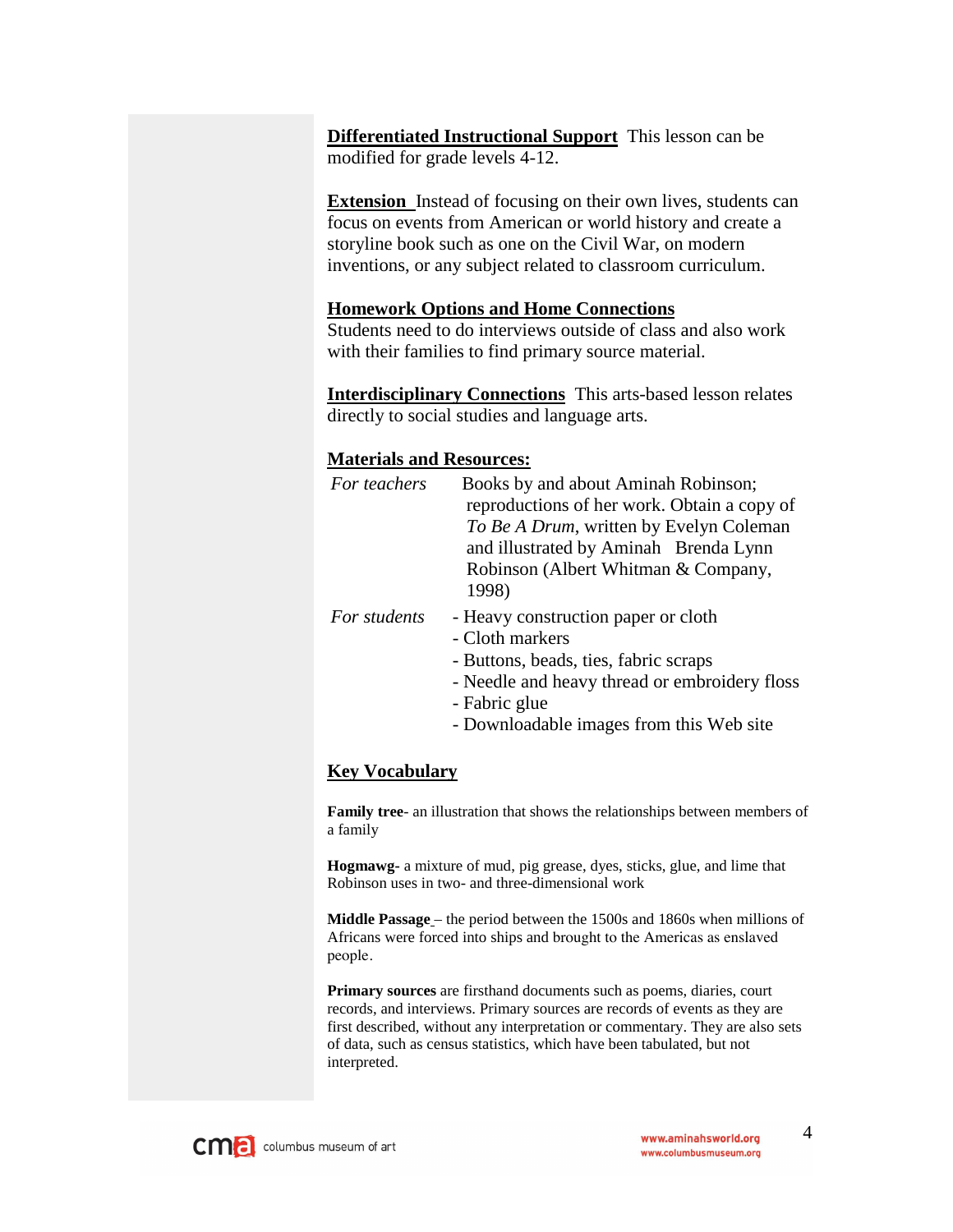**<u>Differentiated Instructional Support</u>** This lesson can be modified for grade levels 4-12.

**<u>Extension</u>** Instead of focusing on their own lives, students can focus on events from American or world history and create a storyline book such as one on the Civil War, on modern inventions, or any subject related to classroom curriculum.

**<u>Homework Options and Home Connections</u>**
Students need to do interviews outside of class and also work with their families to find primary source material.

**<u>Interdisciplinary Connections</u>** This arts-based lesson relates directly to social studies and language arts.

**<u>Materials and Resources:</u>**

*For teachers* Books by and about Aminah Robinson; reproductions of her work. Obtain a copy of *To Be A Drum*, written by Evelyn Coleman and illustrated by Aminah Brenda Lynn Robinson (Albert Whitman & Company, 1998)

*For students*
- Heavy construction paper or cloth
- Cloth markers
- Buttons, beads, ties, fabric scraps
- Needle and heavy thread or embroidery floss
- Fabric glue
- Downloadable images from this Web site

**<u>Key Vocabulary</u>**

**Family tree**- an illustration that shows the relationships between members of a family

**Hogmawg**- a mixture of mud, pig grease, dyes, sticks, glue, and lime that Robinson uses in two- and three-dimensional work

**Middle Passage** – the period between the 1500s and 1860s when millions of Africans were forced into ships and brought to the Americas as enslaved people.

**Primary sources** are firsthand documents such as poems, diaries, court records, and interviews. Primary sources are records of events as they are first described, without any interpretation or commentary. They are also sets of data, such as census statistics, which have been tabulated, but not interpreted.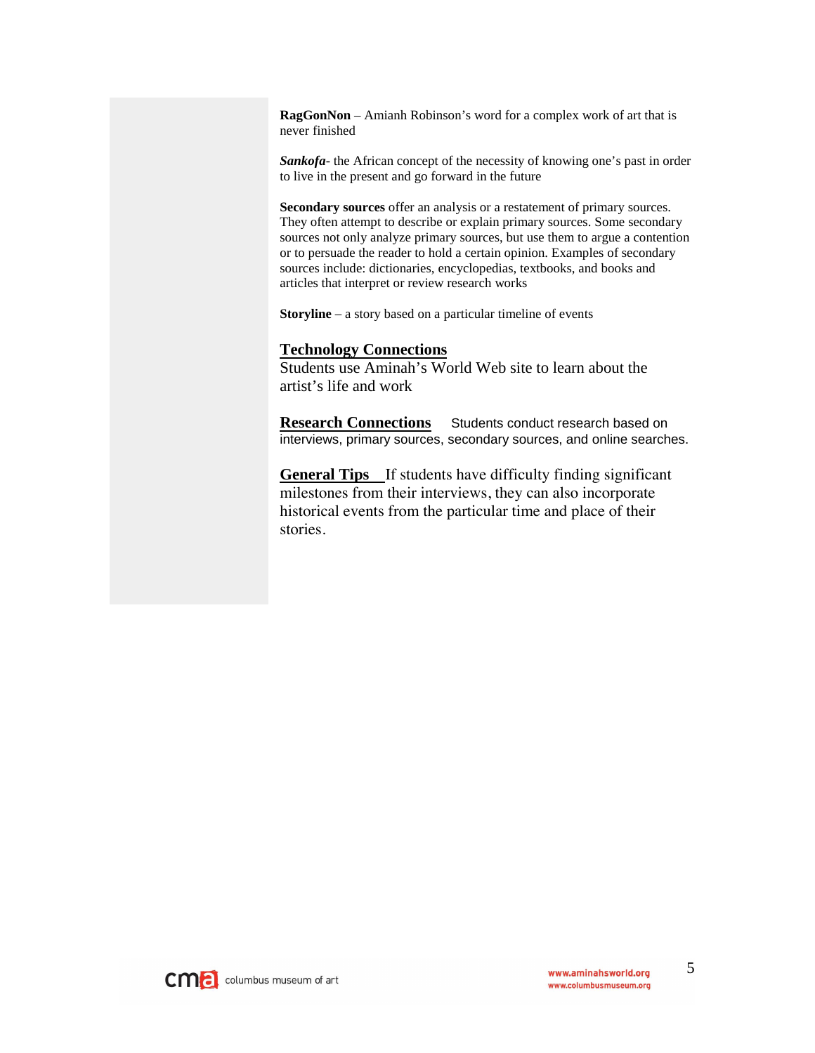**RagGonNon** – Amianh Robinson's word for a complex work of art that is never finished

***Sankofa***- the African concept of the necessity of knowing one's past in order to live in the present and go forward in the future

**Secondary sources** offer an analysis or a restatement of primary sources. They often attempt to describe or explain primary sources. Some secondary sources not only analyze primary sources, but use them to argue a contention or to persuade the reader to hold a certain opinion. Examples of secondary sources include: dictionaries, encyclopedias, textbooks, and books and articles that interpret or review research works

**Storyline** – a story based on a particular timeline of events

**Technology Connections**
Students use Aminah's World Web site to learn about the artist's life and work

**Research Connections** Students conduct research based on interviews, primary sources, secondary sources, and online searches.

**General Tips** If students have difficulty finding significant milestones from their interviews, they can also incorporate historical events from the particular time and place of their stories.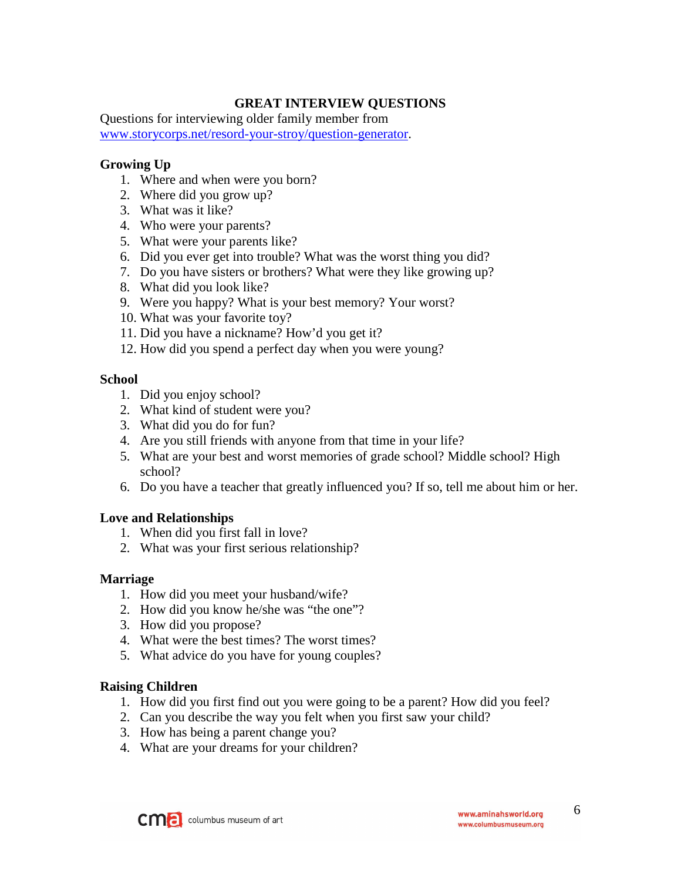# GREAT INTERVIEW QUESTIONS

Questions for interviewing older family member from www.storycorps.net/resord-your-stroy/question-generator.

### Growing Up

1. Where and when were you born?
2. Where did you grow up?
3. What was it like?
4. Who were your parents?
5. What were your parents like?
6. Did you ever get into trouble? What was the worst thing you did?
7. Do you have sisters or brothers? What were they like growing up?
8. What did you look like?
9. Were you happy? What is your best memory? Your worst?
10. What was your favorite toy?
11. Did you have a nickname? How'd you get it?
12. How did you spend a perfect day when you were young?

### School

1. Did you enjoy school?
2. What kind of student were you?
3. What did you do for fun?
4. Are you still friends with anyone from that time in your life?
5. What are your best and worst memories of grade school? Middle school? High school?
6. Do you have a teacher that greatly influenced you? If so, tell me about him or her.

### Love and Relationships

1. When did you first fall in love?
2. What was your first serious relationship?

### Marriage

1. How did you meet your husband/wife?
2. How did you know he/she was "the one"?
3. How did you propose?
4. What were the best times? The worst times?
5. What advice do you have for young couples?

### Raising Children

1. How did you first find out you were going to be a parent? How did you feel?
2. Can you describe the way you felt when you first saw your child?
3. How has being a parent change you?
4. What are your dreams for your children?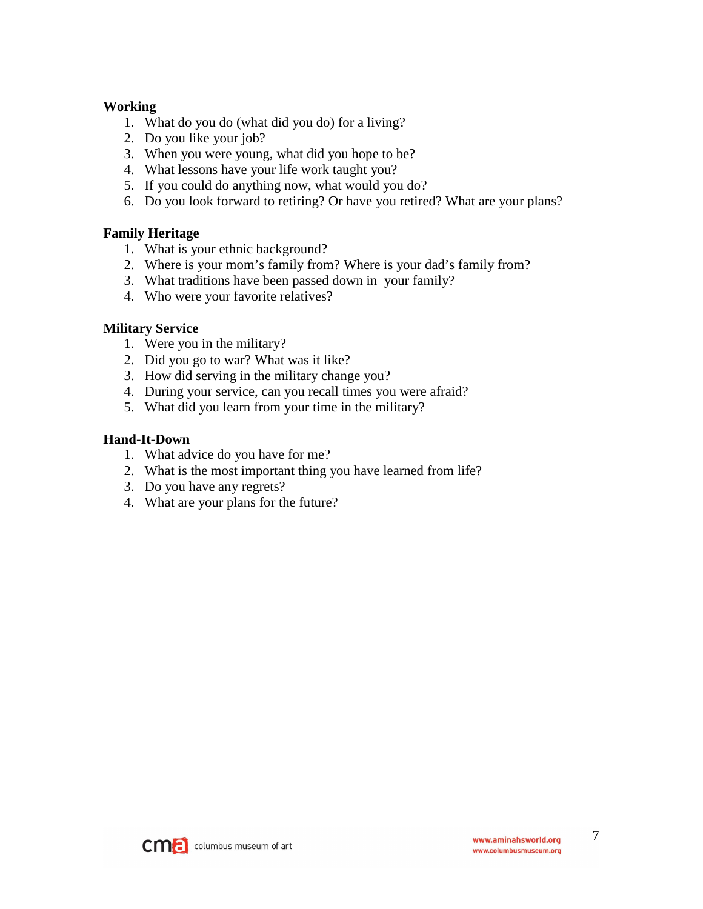**Working**

1. What do you do (what did you do) for a living?
2. Do you like your job?
3. When you were young, what did you hope to be?
4. What lessons have your life work taught you?
5. If you could do anything now, what would you do?
6. Do you look forward to retiring? Or have you retired? What are your plans?

**Family Heritage**

1. What is your ethnic background?
2. Where is your mom's family from? Where is your dad's family from?
3. What traditions have been passed down in your family?
4. Who were your favorite relatives?

**Military Service**

1. Were you in the military?
2. Did you go to war? What was it like?
3. How did serving in the military change you?
4. During your service, can you recall times you were afraid?
5. What did you learn from your time in the military?

**Hand-It-Down**

1. What advice do you have for me?
2. What is the most important thing you have learned from life?
3. Do you have any regrets?
4. What are your plans for the future?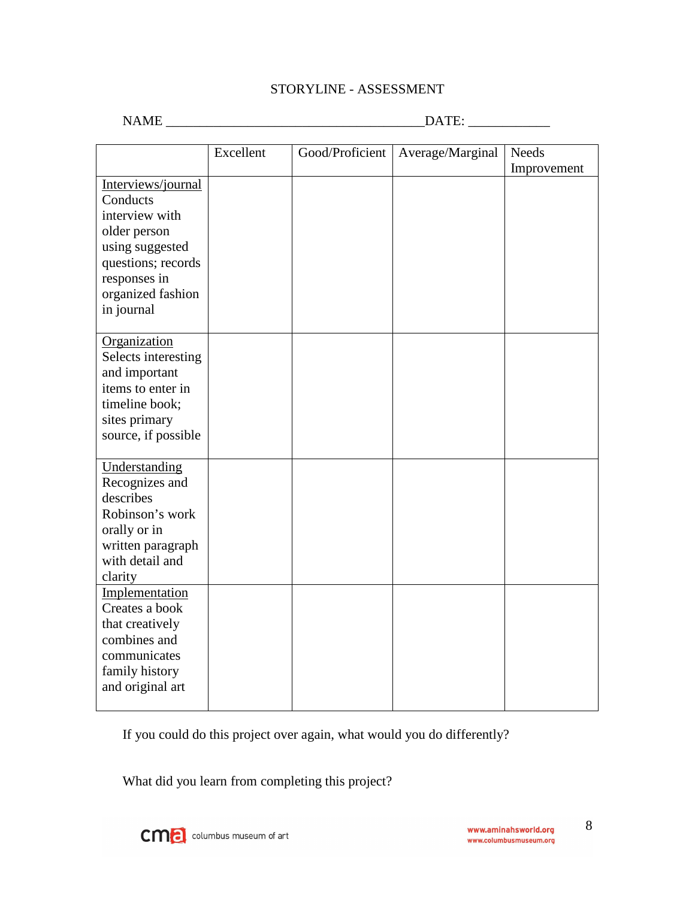# STORYLINE - ASSESSMENT

NAME ____________________________________DATE: ____________

| | Excellent | Good/Proficient | Average/Marginal | Needs Improvement |
|---|---|---|---|---|
| Interviews/journal Conducts interview with older person using suggested questions; records responses in organized fashion in journal | | | | |
| Organization Selects interesting and important items to enter in timeline book; sites primary source, if possible | | | | |
| Understanding Recognizes and describes Robinson's work orally or in written paragraph with detail and clarity | | | | |
| Implementation Creates a book that creatively combines and communicates family history and original art | | | | |

If you could do this project over again, what would you do differently?

What did you learn from completing this project?

columbus museum of art

www.aminahsworld.org
www.columbusmuseum.org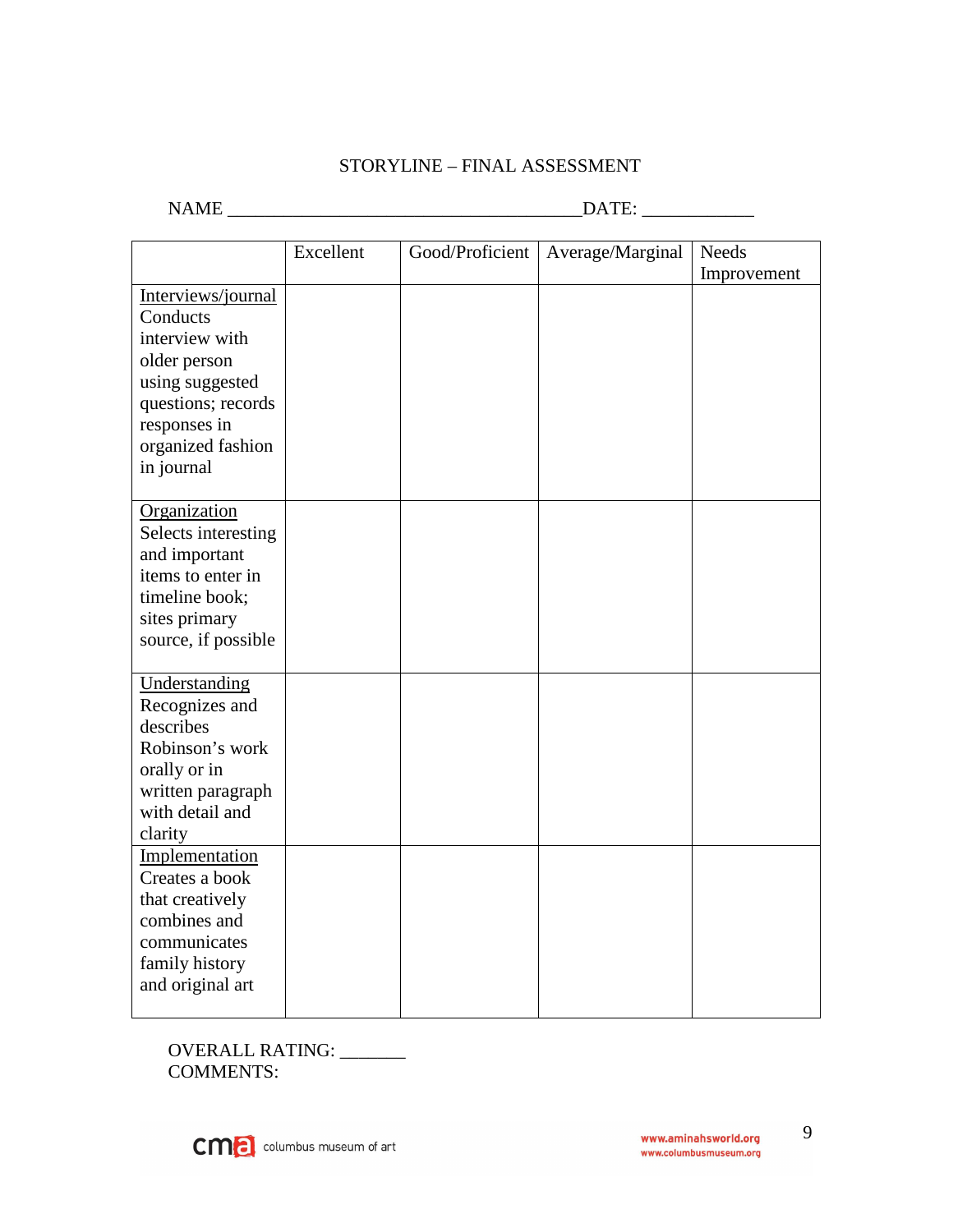STORYLINE – FINAL ASSESSMENT

NAME ______________________________________DATE: ___________

| | Excellent | Good/Proficient | Average/Marginal | Needs Improvement |
|---|---|---|---|---|
| Interviews/journal Conducts interview with older person using suggested questions; records responses in organized fashion in journal | | | | |
| Organization Selects interesting and important items to enter in timeline book; sites primary source, if possible | | | | |
| Understanding Recognizes and describes Robinson's work orally or in written paragraph with detail and clarity | | | | |
| Implementation Creates a book that creatively combines and communicates family history and original art | | | | |

OVERALL RATING: _______

COMMENTS: